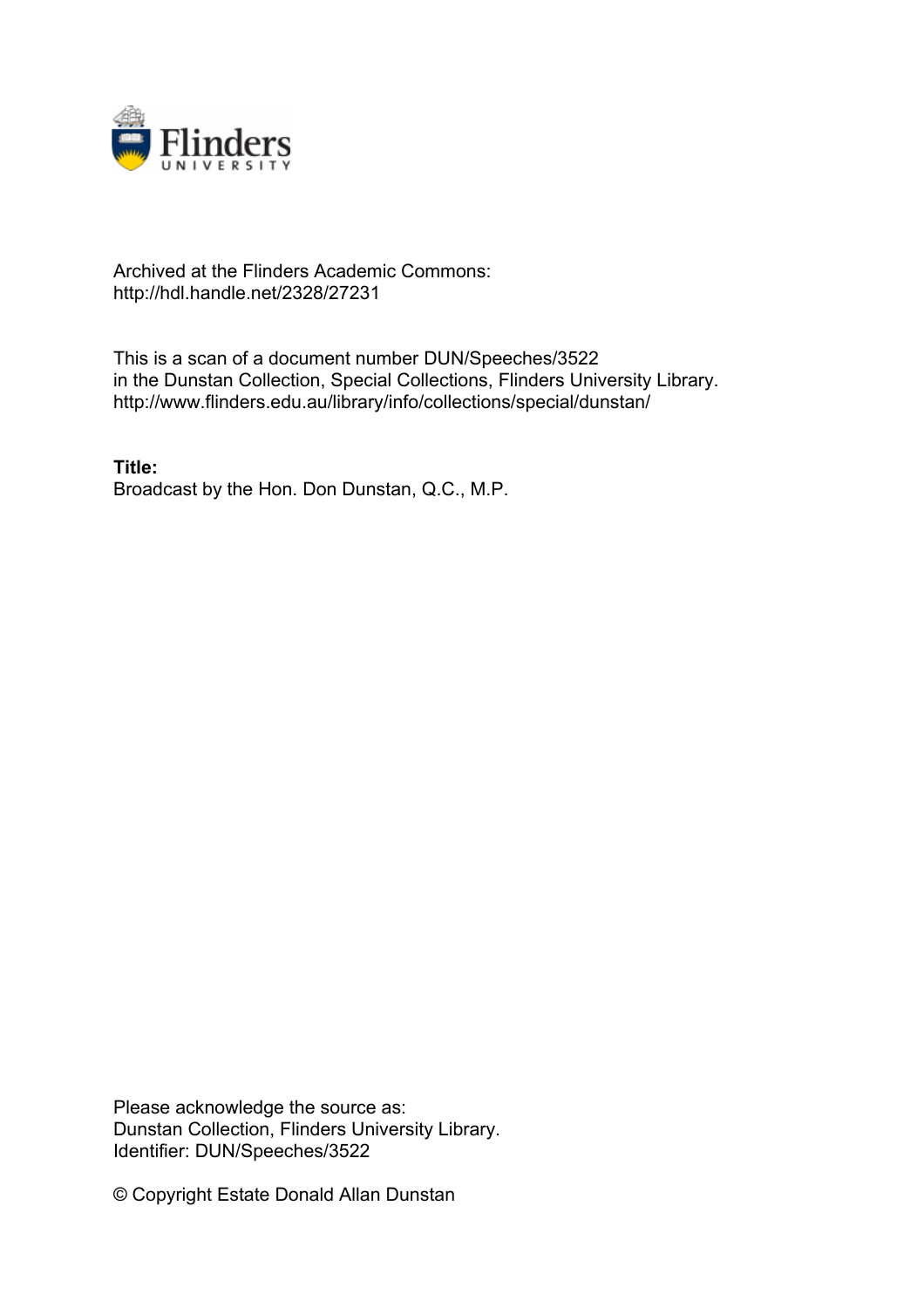Archived at the Flinders Academic Commons:
http://hdl.handle.net/2328/27231

This is a scan of a document number DUN/Speeches/3522
in the Dunstan Collection, Special Collections, Flinders University Library.
http://www.flinders.edu.au/library/info/collections/special/dunstan/

**Title:**
Broadcast by the Hon. Don Dunstan, Q.C., M.P.

Please acknowledge the source as:
Dunstan Collection, Flinders University Library.
Identifier: DUN/Speeches/3522

© Copyright Estate Donald Allan Dunstan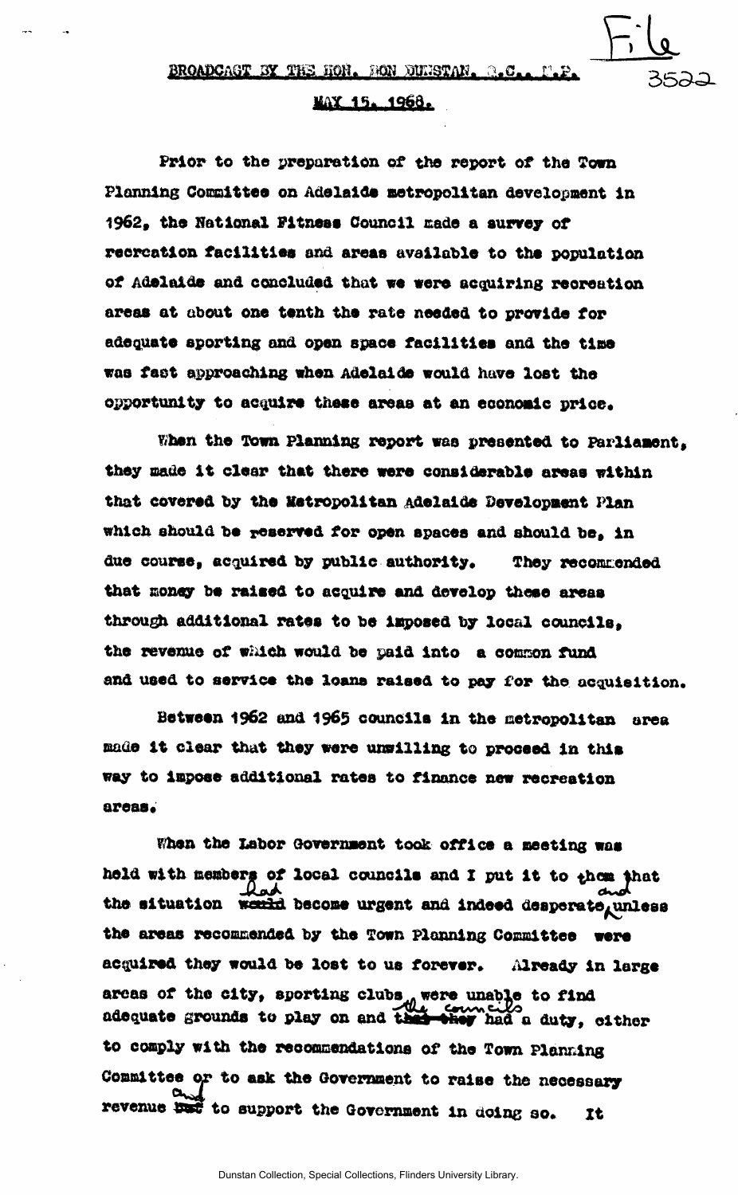BROADCAST BY THE HON. DON DUNSTAN, Q.C., M.P.

MAY 15, 1968.

Prior to the preparation of the report of the Town Planning Committee on Adelaide metropolitan development in 1962, the National Fitness Council made a survey of recreation facilities and areas available to the population of Adelaide and concluded that we were acquiring recreation areas at about one tenth the rate needed to provide for adequate sporting and open space facilities and the time was fast approaching when Adelaide would have lost the opportunity to acquire these areas at an economic price.

When the Town Planning report was presented to Parliament, they made it clear that there were considerable areas within that covered by the Metropolitan Adelaide Development Plan which should be reserved for open spaces and should be, in due course, acquired by public authority. They recommended that money be raised to acquire and develop these areas through additional rates to be imposed by local councils, the revenue of which would be paid into a common fund and used to service the loans raised to pay for the acquisition.

Between 1962 and 1965 councils in the metropolitan area made it clear that they were unwilling to proceed in this way to impose additional rates to finance new recreation areas.

When the Labor Government took office a meeting was held with members of local councils and I put it to them that the situation had become urgent and indeed desperate, and unless the areas recommended by the Town Planning Committee were acquired they would be lost to us forever. Already in large areas of the city, sporting clubs were unable to find adequate grounds to play on and the councils had a duty, either to comply with the recommendations of the Town Planning Committee or to ask the Government to raise the necessary revenue and to support the Government in doing so. It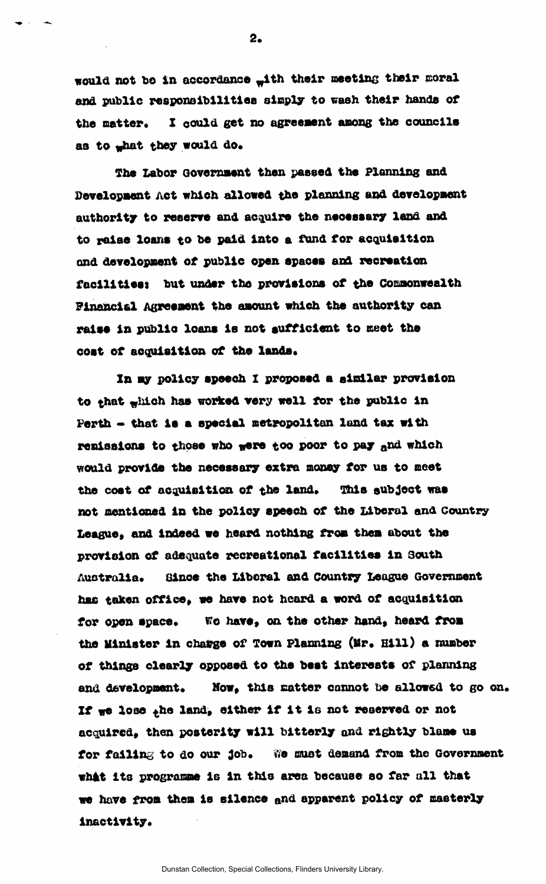would not be in accordance with their meeting their moral and public responsibilities simply to wash their hands of the matter. I could get no agreement among the councils as to what they would do.

The Labor Government then passed the Planning and Development Act which allowed the planning and development authority to reserve and acquire the necessary land and to raise loans to be paid into a fund for acquisition and development of public open spaces and recreation facilities; but under the provisions of the Commonwealth Financial Agreement the amount which the authority can raise in public loans is not sufficient to meet the cost of acquisition of the lands.

In my policy speech I proposed a similar provision to that which has worked very well for the public in Perth - that is a special metropolitan land tax with remissions to those who were too poor to pay and which would provide the necessary extra money for us to meet the cost of acquisition of the land. This subject was not mentioned in the policy speech of the Liberal and Country League, and indeed we heard nothing from them about the provision of adequate recreational facilities in South Australia. Since the Liberal and Country League Government has taken office, we have not heard a word of acquisition for open space. We have, on the other hand, heard from the Minister in charge of Town Planning (Mr. Hill) a number of things clearly opposed to the best interests of planning and development. Now, this matter cannot be allowed to go on. If we lose the land, either if it is not reserved or not acquired, then posterity will bitterly and rightly blame us for failing to do our job. We must demand from the Government what its programme is in this area because so far all that we have from them is silence and apparent policy of masterly inactivity.